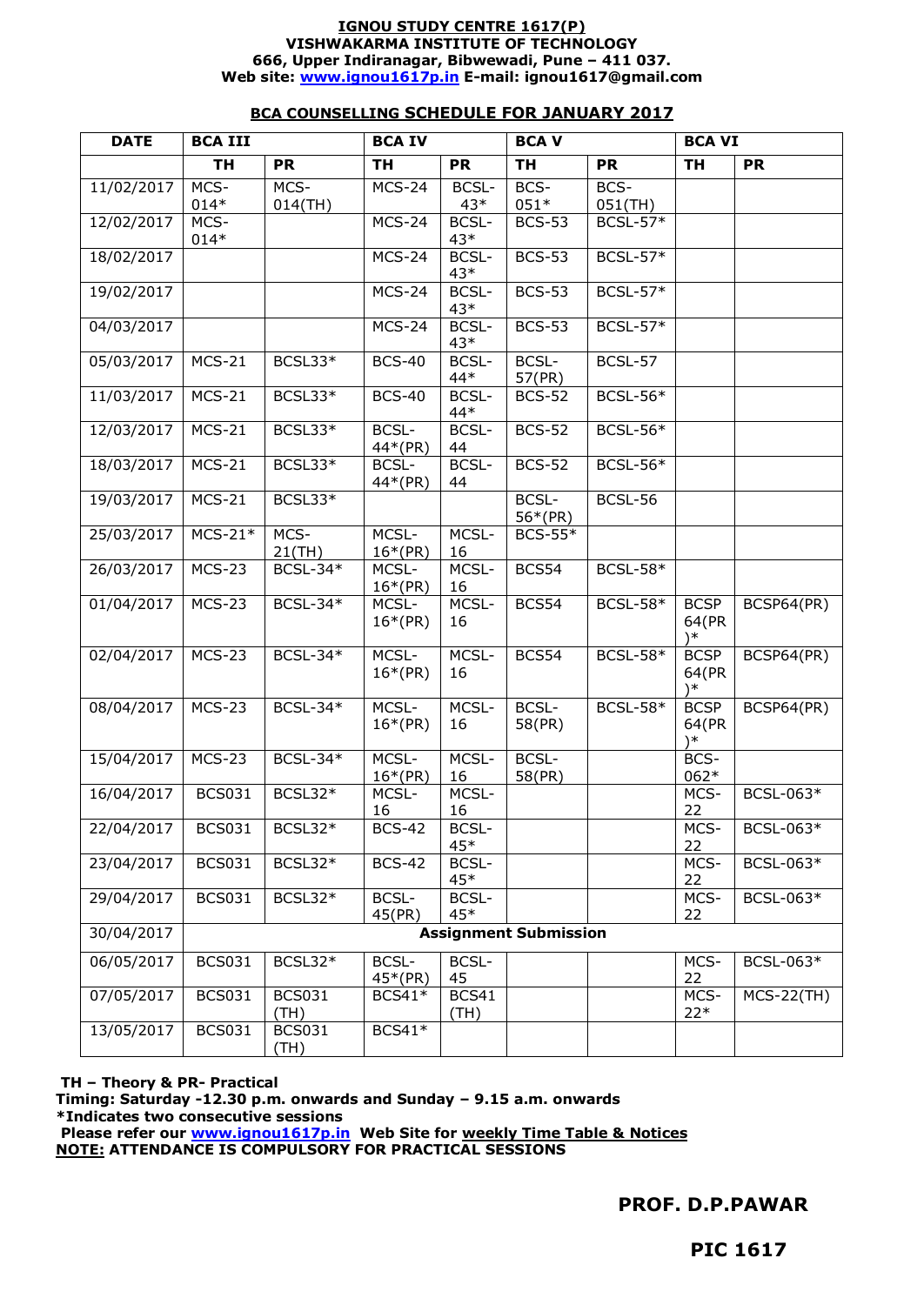**IGNOU STUDY CENTRE 1617(P)**
**VISHWAKARMA INSTITUTE OF TECHNOLOGY**
**666, Upper Indiranagar, Bibwewadi, Pune – 411 037.**
**Web site: www.ignou1617p.in E-mail: ignou1617@gmail.com**

## BCA COUNSELLING SCHEDULE FOR JANUARY 2017

| DATE | BCA III | | BCA IV | | BCA V | | BCA VI | |
|---|---|---|---|---|---|---|---|---|
| | TH | PR | TH | PR | TH | PR | TH | PR |
| 11/02/2017 | MCS-014* | MCS-014(TH) | MCS-24 | BCSL-43* | BCS-051* | BCS-051(TH) | | |
| 12/02/2017 | MCS-014* | | MCS-24 | BCSL-43* | BCS-53 | BCSL-57* | | |
| 18/02/2017 | | | MCS-24 | BCSL-43* | BCS-53 | BCSL-57* | | |
| 19/02/2017 | | | MCS-24 | BCSL-43* | BCS-53 | BCSL-57* | | |
| 04/03/2017 | | | MCS-24 | BCSL-43* | BCS-53 | BCSL-57* | | |
| 05/03/2017 | MCS-21 | BCSL33* | BCS-40 | BCSL-44* | BCSL-57(PR) | BCSL-57 | | |
| 11/03/2017 | MCS-21 | BCSL33* | BCS-40 | BCSL-44* | BCS-52 | BCSL-56* | | |
| 12/03/2017 | MCS-21 | BCSL33* | BCSL-44*(PR) | BCSL-44 | BCS-52 | BCSL-56* | | |
| 18/03/2017 | MCS-21 | BCSL33* | BCSL-44*(PR) | BCSL-44 | BCS-52 | BCSL-56* | | |
| 19/03/2017 | MCS-21 | BCSL33* | | | BCSL-56*(PR) | BCSL-56 | | |
| 25/03/2017 | MCS-21* | MCS-21(TH) | MCSL-16*(PR) | MCSL-16 | BCS-55* | | | |
| 26/03/2017 | MCS-23 | BCSL-34* | MCSL-16*(PR) | MCSL-16 | BCS54 | BCSL-58* | | |
| 01/04/2017 | MCS-23 | BCSL-34* | MCSL-16*(PR) | MCSL-16 | BCS54 | BCSL-58* | BCSP 64(PR)* | BCSP64(PR) |
| 02/04/2017 | MCS-23 | BCSL-34* | MCSL-16*(PR) | MCSL-16 | BCS54 | BCSL-58* | BCSP 64(PR)* | BCSP64(PR) |
| 08/04/2017 | MCS-23 | BCSL-34* | MCSL-16*(PR) | MCSL-16 | BCSL-58(PR) | BCSL-58* | BCSP 64(PR)* | BCSP64(PR) |
| 15/04/2017 | MCS-23 | BCSL-34* | MCSL-16*(PR) | MCSL-16 | BCSL-58(PR) | | BCS-062* | |
| 16/04/2017 | BCS031 | BCSL32* | MCSL-16 | MCSL-16 | | | MCS-22 | BCSL-063* |
| 22/04/2017 | BCS031 | BCSL32* | BCS-42 | BCSL-45* | | | MCS-22 | BCSL-063* |
| 23/04/2017 | BCS031 | BCSL32* | BCS-42 | BCSL-45* | | | MCS-22 | BCSL-063* |
| 29/04/2017 | BCS031 | BCSL32* | BCSL-45(PR) | BCSL-45* | | | MCS-22 | BCSL-063* |
| 30/04/2017 | **Assignment Submission** | | | | | | | |
| 06/05/2017 | BCS031 | BCSL32* | BCSL-45*(PR) | BCSL-45 | | | MCS-22 | BCSL-063* |
| 07/05/2017 | BCS031 | BCS031 (TH) | BCS41* | BCS41 (TH) | | | MCS-22* | MCS-22(TH) |
| 13/05/2017 | BCS031 | BCS031 (TH) | BCS41* | | | | | |

**TH – Theory & PR- Practical**
**Timing: Saturday -12.30 p.m. onwards and Sunday – 9.15 a.m. onwards**
***Indicates two consecutive sessions**
**Please refer our www.ignou1617p.in Web Site for weekly Time Table & Notices**
**NOTE: ATTENDANCE IS COMPULSORY FOR PRACTICAL SESSIONS**

**PROF. D.P.PAWAR**

**PIC 1617**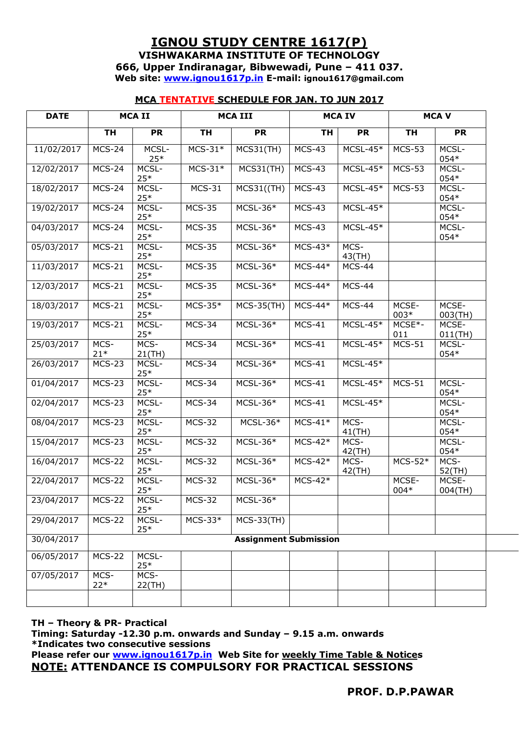# IGNOU STUDY CENTRE 1617(P)

**VISHWAKARMA INSTITUTE OF TECHNOLOGY**

**666, Upper Indiranagar, Bibwewadi, Pune – 411 037.**

**Web site: www.ignou1617p.in E-mail: ignou1617@gmail.com**

## MCA TENTATIVE SCHEDULE FOR JAN. TO JUN 2017

| DATE | MCA II | | MCA III | | MCA IV | | MCA V | |
|---|---|---|---|---|---|---|---|---|
| | TH | PR | TH | PR | TH | PR | TH | PR |
| 11/02/2017 | MCS-24 | MCSL-25* | MCS-31* | MCS31(TH) | MCS-43 | MCSL-45* | MCS-53 | MCSL-054* |
| 12/02/2017 | MCS-24 | MCSL-25* | MCS-31* | MCS31(TH) | MCS-43 | MCSL-45* | MCS-53 | MCSL-054* |
| 18/02/2017 | MCS-24 | MCSL-25* | MCS-31 | MCS31((TH) | MCS-43 | MCSL-45* | MCS-53 | MCSL-054* |
| 19/02/2017 | MCS-24 | MCSL-25* | MCS-35 | MCSL-36* | MCS-43 | MCSL-45* | | MCSL-054* |
| 04/03/2017 | MCS-24 | MCSL-25* | MCS-35 | MCSL-36* | MCS-43 | MCSL-45* | | MCSL-054* |
| 05/03/2017 | MCS-21 | MCSL-25* | MCS-35 | MCSL-36* | MCS-43* | MCS-43(TH) | | |
| 11/03/2017 | MCS-21 | MCSL-25* | MCS-35 | MCSL-36* | MCS-44* | MCS-44 | | |
| 12/03/2017 | MCS-21 | MCSL-25* | MCS-35 | MCSL-36* | MCS-44* | MCS-44 | | |
| 18/03/2017 | MCS-21 | MCSL-25* | MCS-35* | MCS-35(TH) | MCS-44* | MCS-44 | MCSE-003* | MCSE-003(TH) |
| 19/03/2017 | MCS-21 | MCSL-25* | MCS-34 | MCSL-36* | MCS-41 | MCSL-45* | MCSE*-011 | MCSE-011(TH) |
| 25/03/2017 | MCS-21* | MCS-21(TH) | MCS-34 | MCSL-36* | MCS-41 | MCSL-45* | MCS-51 | MCSL-054* |
| 26/03/2017 | MCS-23 | MCSL-25* | MCS-34 | MCSL-36* | MCS-41 | MCSL-45* | | |
| 01/04/2017 | MCS-23 | MCSL-25* | MCS-34 | MCSL-36* | MCS-41 | MCSL-45* | MCS-51 | MCSL-054* |
| 02/04/2017 | MCS-23 | MCSL-25* | MCS-34 | MCSL-36* | MCS-41 | MCSL-45* | | MCSL-054* |
| 08/04/2017 | MCS-23 | MCSL-25* | MCS-32 | MCSL-36* | MCS-41* | MCS-41(TH) | | MCSL-054* |
| 15/04/2017 | MCS-23 | MCSL-25* | MCS-32 | MCSL-36* | MCS-42* | MCS-42(TH) | | MCSL-054* |
| 16/04/2017 | MCS-22 | MCSL-25* | MCS-32 | MCSL-36* | MCS-42* | MCS-42(TH) | MCS-52* | MCS-52(TH) |
| 22/04/2017 | MCS-22 | MCSL-25* | MCS-32 | MCSL-36* | MCS-42* | | MCSE-004* | MCSE-004(TH) |
| 23/04/2017 | MCS-22 | MCSL-25* | MCS-32 | MCSL-36* | | | | |
| 29/04/2017 | MCS-22 | MCSL-25* | MCS-33* | MCS-33(TH) | | | | |
| 30/04/2017 | **Assignment Submission** | | | | | | | |
| 06/05/2017 | MCS-22 | MCSL-25* | | | | | | |
| 07/05/2017 | MCS-22* | MCS-22(TH) | | | | | | |
| | | | | | | | | |

**TH – Theory & PR- Practical**

**Timing: Saturday -12.30 p.m. onwards and Sunday – 9.15 a.m. onwards**

**\*Indicates two consecutive sessions**

**Please refer our www.ignou1617p.in Web Site for weekly Time Table & Notices**

**NOTE: ATTENDANCE IS COMPULSORY FOR PRACTICAL SESSIONS**

**PROF. D.P.PAWAR**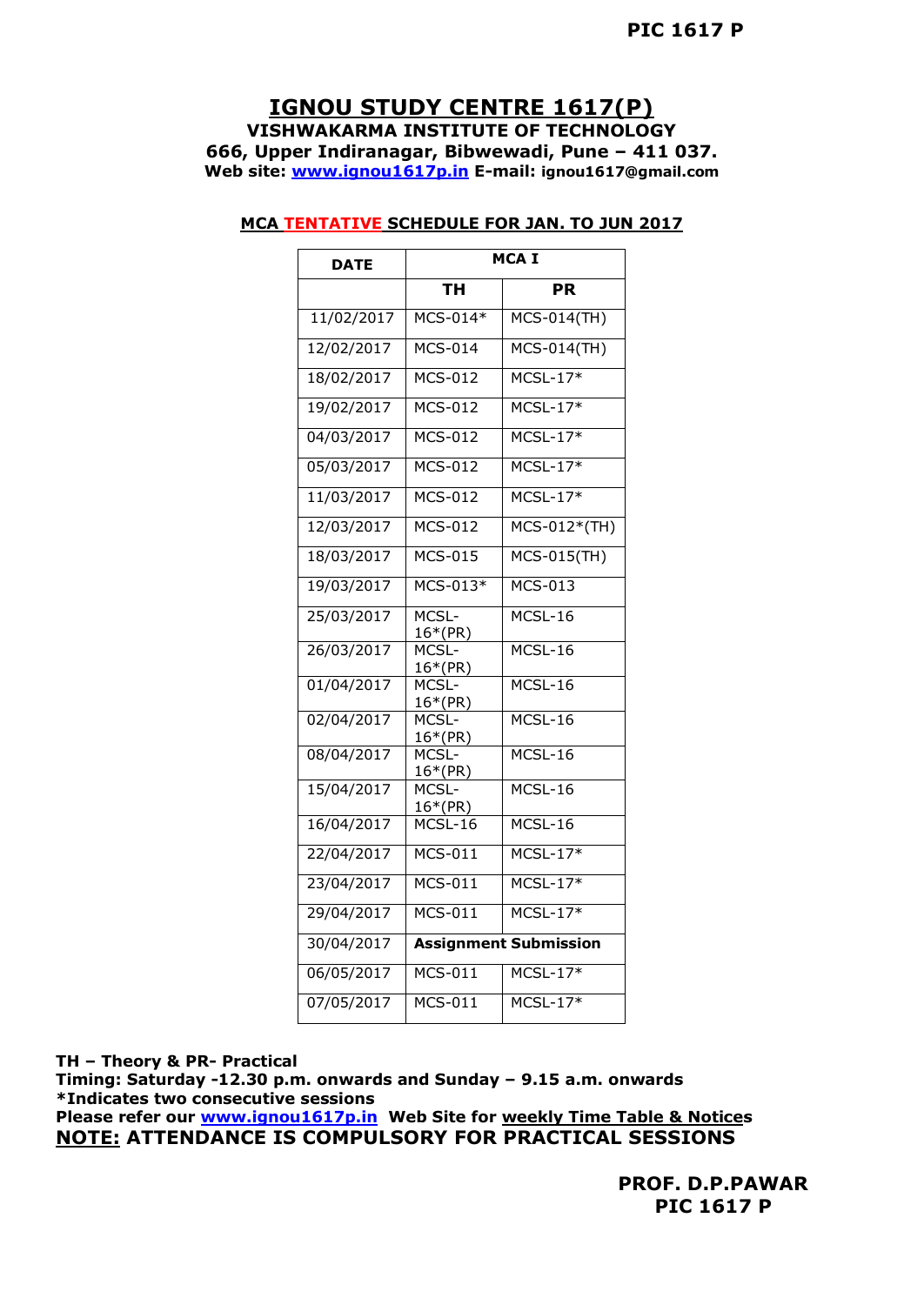# IGNOU STUDY CENTRE 1617(P)

**VISHWAKARMA INSTITUTE OF TECHNOLOGY**
**666, Upper Indiranagar, Bibwewadi, Pune – 411 037.**
**Web site: www.ignou1617p.in E-mail: ignou1617@gmail.com**

## MCA TENTATIVE SCHEDULE FOR JAN. TO JUN 2017

| DATE | MCA I | |
|---|---|---|
| | TH | PR |
| 11/02/2017 | MCS-014* | MCS-014(TH) |
| 12/02/2017 | MCS-014 | MCS-014(TH) |
| 18/02/2017 | MCS-012 | MCSL-17* |
| 19/02/2017 | MCS-012 | MCSL-17* |
| 04/03/2017 | MCS-012 | MCSL-17* |
| 05/03/2017 | MCS-012 | MCSL-17* |
| 11/03/2017 | MCS-012 | MCSL-17* |
| 12/03/2017 | MCS-012 | MCS-012*(TH) |
| 18/03/2017 | MCS-015 | MCS-015(TH) |
| 19/03/2017 | MCS-013* | MCS-013 |
| 25/03/2017 | MCSL-16*(PR) | MCSL-16 |
| 26/03/2017 | MCSL-16*(PR) | MCSL-16 |
| 01/04/2017 | MCSL-16*(PR) | MCSL-16 |
| 02/04/2017 | MCSL-16*(PR) | MCSL-16 |
| 08/04/2017 | MCSL-16*(PR) | MCSL-16 |
| 15/04/2017 | MCSL-16*(PR) | MCSL-16 |
| 16/04/2017 | MCSL-16 | MCSL-16 |
| 22/04/2017 | MCS-011 | MCSL-17* |
| 23/04/2017 | MCS-011 | MCSL-17* |
| 29/04/2017 | MCS-011 | MCSL-17* |
| 30/04/2017 | **Assignment Submission** | |
| 06/05/2017 | MCS-011 | MCSL-17* |
| 07/05/2017 | MCS-011 | MCSL-17* |

**TH – Theory & PR- Practical**
**Timing: Saturday -12.30 p.m. onwards and Sunday – 9.15 a.m. onwards**
***Indicates two consecutive sessions**
**Please refer our www.ignou1617p.in Web Site for weekly Time Table & Notices**
**NOTE: ATTENDANCE IS COMPULSORY FOR PRACTICAL SESSIONS**

**PROF. D.P.PAWAR**
**PIC 1617 P**